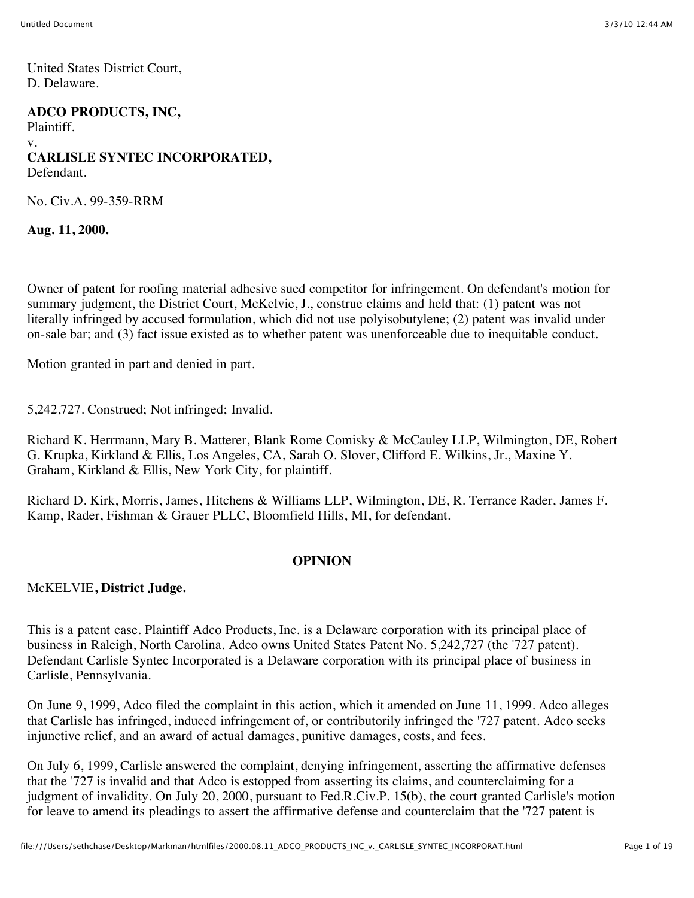United States District Court,
D. Delaware.

**ADCO PRODUCTS, INC,**
Plaintiff.
v.
**CARLISLE SYNTEC INCORPORATED,**
Defendant.

No. Civ.A. 99-359-RRM

**Aug. 11, 2000.**

Owner of patent for roofing material adhesive sued competitor for infringement. On defendant's motion for summary judgment, the District Court, McKelvie, J., construe claims and held that: (1) patent was not literally infringed by accused formulation, which did not use polyisobutylene; (2) patent was invalid under on-sale bar; and (3) fact issue existed as to whether patent was unenforceable due to inequitable conduct.

Motion granted in part and denied in part.

5,242,727. Construed; Not infringed; Invalid.

Richard K. Herrmann, Mary B. Matterer, Blank Rome Comisky & McCauley LLP, Wilmington, DE, Robert G. Krupka, Kirkland & Ellis, Los Angeles, CA, Sarah O. Slover, Clifford E. Wilkins, Jr., Maxine Y. Graham, Kirkland & Ellis, New York City, for plaintiff.

Richard D. Kirk, Morris, James, Hitchens & Williams LLP, Wilmington, DE, R. Terrance Rader, James F. Kamp, Rader, Fishman & Grauer PLLC, Bloomfield Hills, MI, for defendant.

## OPINION

McKELVIE**, District Judge.**

This is a patent case. Plaintiff Adco Products, Inc. is a Delaware corporation with its principal place of business in Raleigh, North Carolina. Adco owns United States Patent No. 5,242,727 (the '727 patent). Defendant Carlisle Syntec Incorporated is a Delaware corporation with its principal place of business in Carlisle, Pennsylvania.

On June 9, 1999, Adco filed the complaint in this action, which it amended on June 11, 1999. Adco alleges that Carlisle has infringed, induced infringement of, or contributorily infringed the '727 patent. Adco seeks injunctive relief, and an award of actual damages, punitive damages, costs, and fees.

On July 6, 1999, Carlisle answered the complaint, denying infringement, asserting the affirmative defenses that the '727 is invalid and that Adco is estopped from asserting its claims, and counterclaiming for a judgment of invalidity. On July 20, 2000, pursuant to Fed.R.Civ.P. 15(b), the court granted Carlisle's motion for leave to amend its pleadings to assert the affirmative defense and counterclaim that the '727 patent is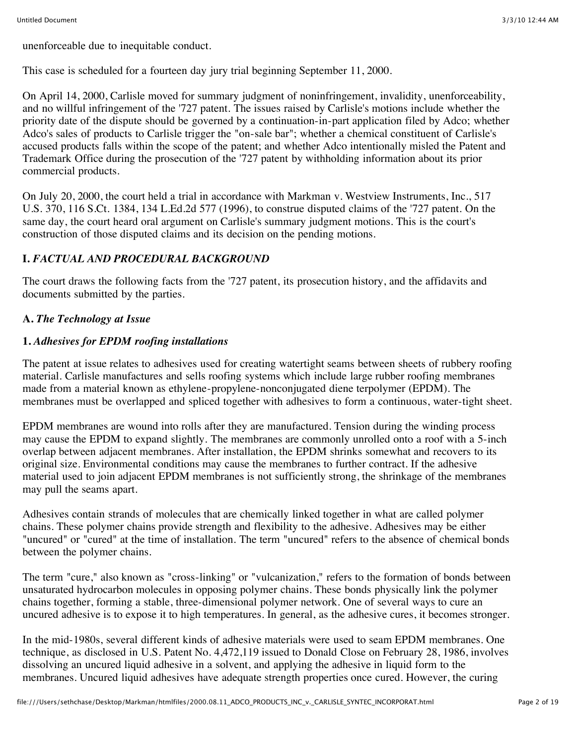unenforceable due to inequitable conduct.

This case is scheduled for a fourteen day jury trial beginning September 11, 2000.

On April 14, 2000, Carlisle moved for summary judgment of noninfringement, invalidity, unenforceability, and no willful infringement of the '727 patent. The issues raised by Carlisle's motions include whether the priority date of the dispute should be governed by a continuation-in-part application filed by Adco; whether Adco's sales of products to Carlisle trigger the "on-sale bar"; whether a chemical constituent of Carlisle's accused products falls within the scope of the patent; and whether Adco intentionally misled the Patent and Trademark Office during the prosecution of the '727 patent by withholding information about its prior commercial products.

On July 20, 2000, the court held a trial in accordance with Markman v. Westview Instruments, Inc., 517 U.S. 370, 116 S.Ct. 1384, 134 L.Ed.2d 577 (1996), to construe disputed claims of the '727 patent. On the same day, the court heard oral argument on Carlisle's summary judgment motions. This is the court's construction of those disputed claims and its decision on the pending motions.

## I. *FACTUAL AND PROCEDURAL BACKGROUND*

The court draws the following facts from the '727 patent, its prosecution history, and the affidavits and documents submitted by the parties.

### A. *The Technology at Issue*

#### 1. *Adhesives for EPDM roofing installations*

The patent at issue relates to adhesives used for creating watertight seams between sheets of rubbery roofing material. Carlisle manufactures and sells roofing systems which include large rubber roofing membranes made from a material known as ethylene-propylene-nonconjugated diene terpolymer (EPDM). The membranes must be overlapped and spliced together with adhesives to form a continuous, water-tight sheet.

EPDM membranes are wound into rolls after they are manufactured. Tension during the winding process may cause the EPDM to expand slightly. The membranes are commonly unrolled onto a roof with a 5-inch overlap between adjacent membranes. After installation, the EPDM shrinks somewhat and recovers to its original size. Environmental conditions may cause the membranes to further contract. If the adhesive material used to join adjacent EPDM membranes is not sufficiently strong, the shrinkage of the membranes may pull the seams apart.

Adhesives contain strands of molecules that are chemically linked together in what are called polymer chains. These polymer chains provide strength and flexibility to the adhesive. Adhesives may be either "uncured" or "cured" at the time of installation. The term "uncured" refers to the absence of chemical bonds between the polymer chains.

The term "cure," also known as "cross-linking" or "vulcanization," refers to the formation of bonds between unsaturated hydrocarbon molecules in opposing polymer chains. These bonds physically link the polymer chains together, forming a stable, three-dimensional polymer network. One of several ways to cure an uncured adhesive is to expose it to high temperatures. In general, as the adhesive cures, it becomes stronger.

In the mid-1980s, several different kinds of adhesive materials were used to seam EPDM membranes. One technique, as disclosed in U.S. Patent No. 4,472,119 issued to Donald Close on February 28, 1986, involves dissolving an uncured liquid adhesive in a solvent, and applying the adhesive in liquid form to the membranes. Uncured liquid adhesives have adequate strength properties once cured. However, the curing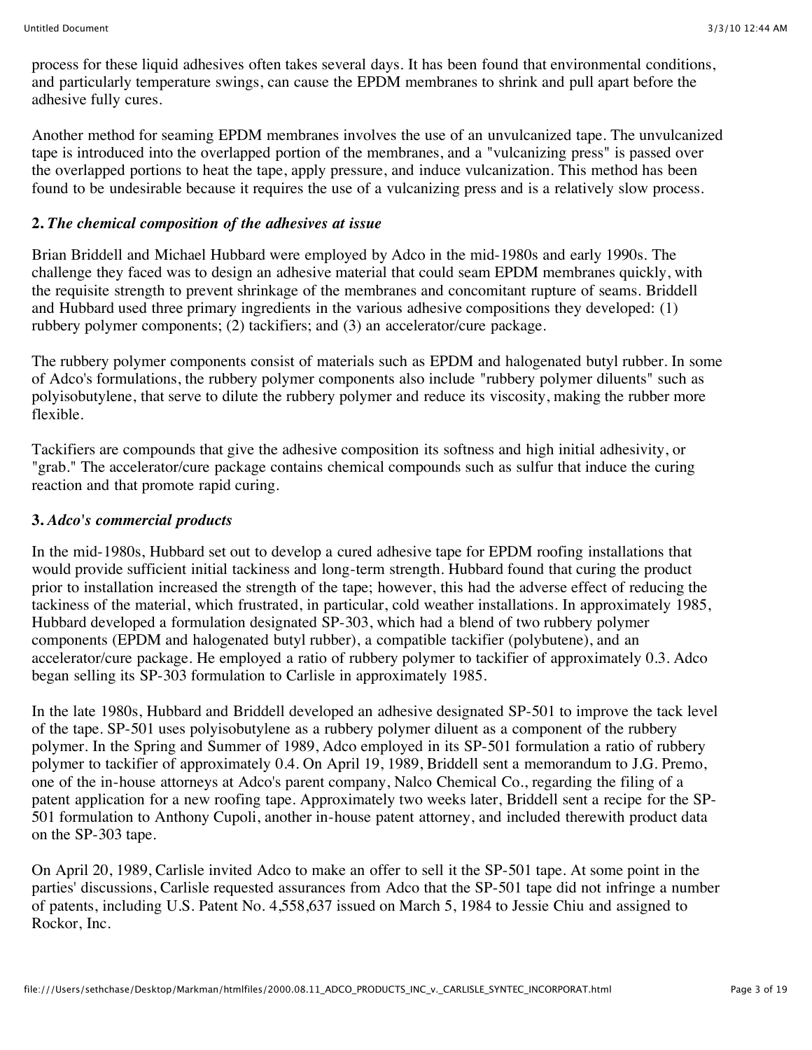process for these liquid adhesives often takes several days. It has been found that environmental conditions, and particularly temperature swings, can cause the EPDM membranes to shrink and pull apart before the adhesive fully cures.

Another method for seaming EPDM membranes involves the use of an unvulcanized tape. The unvulcanized tape is introduced into the overlapped portion of the membranes, and a "vulcanizing press" is passed over the overlapped portions to heat the tape, apply pressure, and induce vulcanization. This method has been found to be undesirable because it requires the use of a vulcanizing press and is a relatively slow process.

**2.** ***The chemical composition of the adhesives at issue***

Brian Briddell and Michael Hubbard were employed by Adco in the mid-1980s and early 1990s. The challenge they faced was to design an adhesive material that could seam EPDM membranes quickly, with the requisite strength to prevent shrinkage of the membranes and concomitant rupture of seams. Briddell and Hubbard used three primary ingredients in the various adhesive compositions they developed: (1) rubbery polymer components; (2) tackifiers; and (3) an accelerator/cure package.

The rubbery polymer components consist of materials such as EPDM and halogenated butyl rubber. In some of Adco's formulations, the rubbery polymer components also include "rubbery polymer diluents" such as polyisobutylene, that serve to dilute the rubbery polymer and reduce its viscosity, making the rubber more flexible.

Tackifiers are compounds that give the adhesive composition its softness and high initial adhesivity, or "grab." The accelerator/cure package contains chemical compounds such as sulfur that induce the curing reaction and that promote rapid curing.

**3.** ***Adco's commercial products***

In the mid-1980s, Hubbard set out to develop a cured adhesive tape for EPDM roofing installations that would provide sufficient initial tackiness and long-term strength. Hubbard found that curing the product prior to installation increased the strength of the tape; however, this had the adverse effect of reducing the tackiness of the material, which frustrated, in particular, cold weather installations. In approximately 1985, Hubbard developed a formulation designated SP-303, which had a blend of two rubbery polymer components (EPDM and halogenated butyl rubber), a compatible tackifier (polybutene), and an accelerator/cure package. He employed a ratio of rubbery polymer to tackifier of approximately 0.3. Adco began selling its SP-303 formulation to Carlisle in approximately 1985.

In the late 1980s, Hubbard and Briddell developed an adhesive designated SP-501 to improve the tack level of the tape. SP-501 uses polyisobutylene as a rubbery polymer diluent as a component of the rubbery polymer. In the Spring and Summer of 1989, Adco employed in its SP-501 formulation a ratio of rubbery polymer to tackifier of approximately 0.4. On April 19, 1989, Briddell sent a memorandum to J.G. Premo, one of the in-house attorneys at Adco's parent company, Nalco Chemical Co., regarding the filing of a patent application for a new roofing tape. Approximately two weeks later, Briddell sent a recipe for the SP-501 formulation to Anthony Cupoli, another in-house patent attorney, and included therewith product data on the SP-303 tape.

On April 20, 1989, Carlisle invited Adco to make an offer to sell it the SP-501 tape. At some point in the parties' discussions, Carlisle requested assurances from Adco that the SP-501 tape did not infringe a number of patents, including U.S. Patent No. 4,558,637 issued on March 5, 1984 to Jessie Chiu and assigned to Rockor, Inc.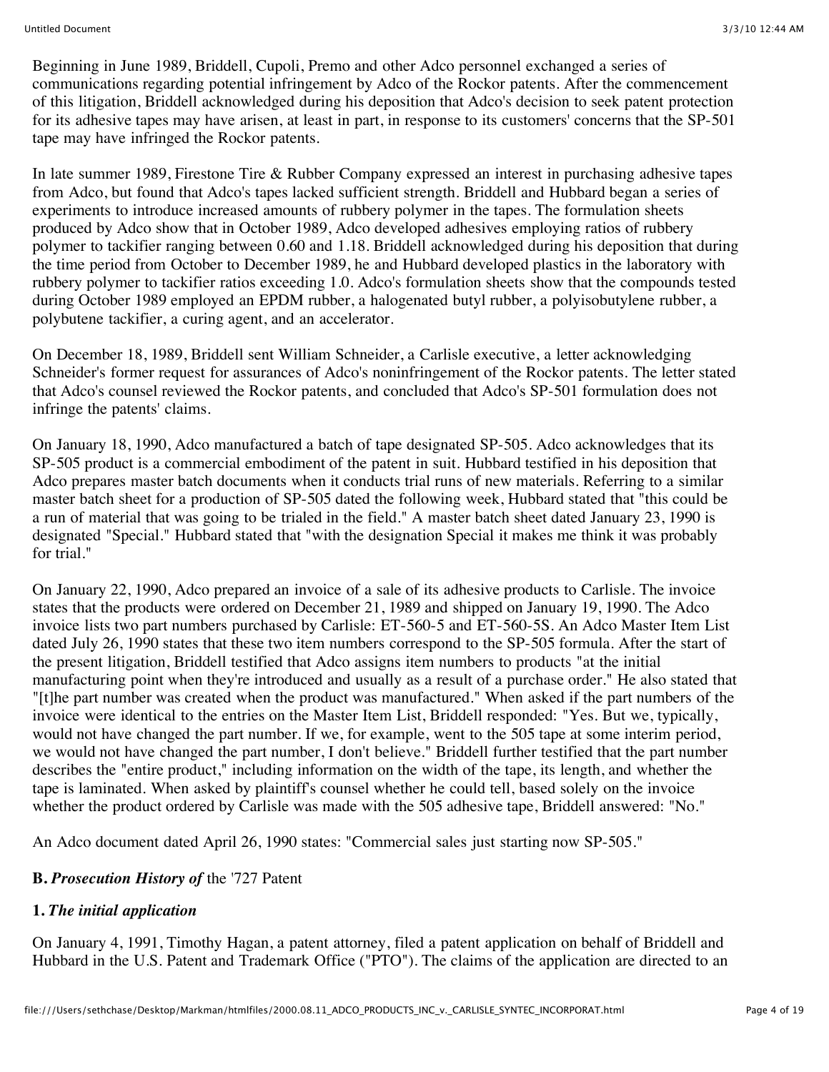Beginning in June 1989, Briddell, Cupoli, Premo and other Adco personnel exchanged a series of communications regarding potential infringement by Adco of the Rockor patents. After the commencement of this litigation, Briddell acknowledged during his deposition that Adco's decision to seek patent protection for its adhesive tapes may have arisen, at least in part, in response to its customers' concerns that the SP-501 tape may have infringed the Rockor patents.

In late summer 1989, Firestone Tire & Rubber Company expressed an interest in purchasing adhesive tapes from Adco, but found that Adco's tapes lacked sufficient strength. Briddell and Hubbard began a series of experiments to introduce increased amounts of rubbery polymer in the tapes. The formulation sheets produced by Adco show that in October 1989, Adco developed adhesives employing ratios of rubbery polymer to tackifier ranging between 0.60 and 1.18. Briddell acknowledged during his deposition that during the time period from October to December 1989, he and Hubbard developed plastics in the laboratory with rubbery polymer to tackifier ratios exceeding 1.0. Adco's formulation sheets show that the compounds tested during October 1989 employed an EPDM rubber, a halogenated butyl rubber, a polyisobutylene rubber, a polybutene tackifier, a curing agent, and an accelerator.

On December 18, 1989, Briddell sent William Schneider, a Carlisle executive, a letter acknowledging Schneider's former request for assurances of Adco's noninfringement of the Rockor patents. The letter stated that Adco's counsel reviewed the Rockor patents, and concluded that Adco's SP-501 formulation does not infringe the patents' claims.

On January 18, 1990, Adco manufactured a batch of tape designated SP-505. Adco acknowledges that its SP-505 product is a commercial embodiment of the patent in suit. Hubbard testified in his deposition that Adco prepares master batch documents when it conducts trial runs of new materials. Referring to a similar master batch sheet for a production of SP-505 dated the following week, Hubbard stated that "this could be a run of material that was going to be trialed in the field." A master batch sheet dated January 23, 1990 is designated "Special." Hubbard stated that "with the designation Special it makes me think it was probably for trial."

On January 22, 1990, Adco prepared an invoice of a sale of its adhesive products to Carlisle. The invoice states that the products were ordered on December 21, 1989 and shipped on January 19, 1990. The Adco invoice lists two part numbers purchased by Carlisle: ET-560-5 and ET-560-5S. An Adco Master Item List dated July 26, 1990 states that these two item numbers correspond to the SP-505 formula. After the start of the present litigation, Briddell testified that Adco assigns item numbers to products "at the initial manufacturing point when they're introduced and usually as a result of a purchase order." He also stated that "[t]he part number was created when the product was manufactured." When asked if the part numbers of the invoice were identical to the entries on the Master Item List, Briddell responded: "Yes. But we, typically, would not have changed the part number. If we, for example, went to the 505 tape at some interim period, we would not have changed the part number, I don't believe." Briddell further testified that the part number describes the "entire product," including information on the width of the tape, its length, and whether the tape is laminated. When asked by plaintiff's counsel whether he could tell, based solely on the invoice whether the product ordered by Carlisle was made with the 505 adhesive tape, Briddell answered: "No."

An Adco document dated April 26, 1990 states: "Commercial sales just starting now SP-505."

### B. *Prosecution History of* the '727 Patent

#### 1. *The initial application*

On January 4, 1991, Timothy Hagan, a patent attorney, filed a patent application on behalf of Briddell and Hubbard in the U.S. Patent and Trademark Office ("PTO"). The claims of the application are directed to an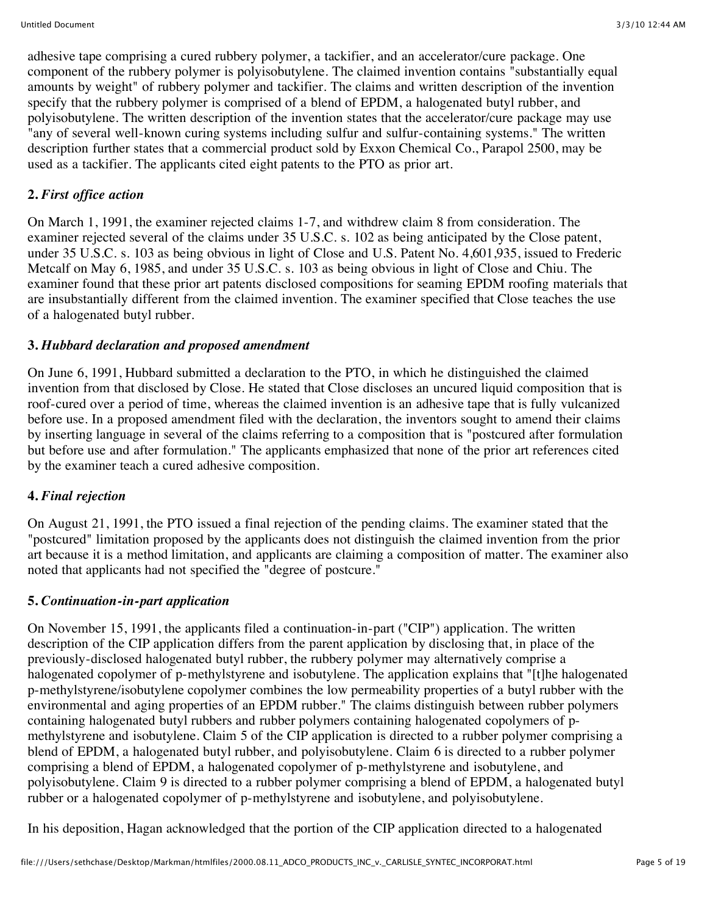adhesive tape comprising a cured rubbery polymer, a tackifier, and an accelerator/cure package. One component of the rubbery polymer is polyisobutylene. The claimed invention contains "substantially equal amounts by weight" of rubbery polymer and tackifier. The claims and written description of the invention specify that the rubbery polymer is comprised of a blend of EPDM, a halogenated butyl rubber, and polyisobutylene. The written description of the invention states that the accelerator/cure package may use "any of several well-known curing systems including sulfur and sulfur-containing systems." The written description further states that a commercial product sold by Exxon Chemical Co., Parapol 2500, may be used as a tackifier. The applicants cited eight patents to the PTO as prior art.

**2.** ***First office action***

On March 1, 1991, the examiner rejected claims 1-7, and withdrew claim 8 from consideration. The examiner rejected several of the claims under 35 U.S.C. s. 102 as being anticipated by the Close patent, under 35 U.S.C. s. 103 as being obvious in light of Close and U.S. Patent No. 4,601,935, issued to Frederic Metcalf on May 6, 1985, and under 35 U.S.C. s. 103 as being obvious in light of Close and Chiu. The examiner found that these prior art patents disclosed compositions for seaming EPDM roofing materials that are insubstantially different from the claimed invention. The examiner specified that Close teaches the use of a halogenated butyl rubber.

**3.** ***Hubbard declaration and proposed amendment***

On June 6, 1991, Hubbard submitted a declaration to the PTO, in which he distinguished the claimed invention from that disclosed by Close. He stated that Close discloses an uncured liquid composition that is roof-cured over a period of time, whereas the claimed invention is an adhesive tape that is fully vulcanized before use. In a proposed amendment filed with the declaration, the inventors sought to amend their claims by inserting language in several of the claims referring to a composition that is "postcured after formulation but before use and after formulation." The applicants emphasized that none of the prior art references cited by the examiner teach a cured adhesive composition.

**4.** ***Final rejection***

On August 21, 1991, the PTO issued a final rejection of the pending claims. The examiner stated that the "postcured" limitation proposed by the applicants does not distinguish the claimed invention from the prior art because it is a method limitation, and applicants are claiming a composition of matter. The examiner also noted that applicants had not specified the "degree of postcure."

**5.** ***Continuation-in-part application***

On November 15, 1991, the applicants filed a continuation-in-part ("CIP") application. The written description of the CIP application differs from the parent application by disclosing that, in place of the previously-disclosed halogenated butyl rubber, the rubbery polymer may alternatively comprise a halogenated copolymer of p-methylstyrene and isobutylene. The application explains that "[t]he halogenated p-methylstyrene/isobutylene copolymer combines the low permeability properties of a butyl rubber with the environmental and aging properties of an EPDM rubber." The claims distinguish between rubber polymers containing halogenated butyl rubbers and rubber polymers containing halogenated copolymers of p-methylstyrene and isobutylene. Claim 5 of the CIP application is directed to a rubber polymer comprising a blend of EPDM, a halogenated butyl rubber, and polyisobutylene. Claim 6 is directed to a rubber polymer comprising a blend of EPDM, a halogenated copolymer of p-methylstyrene and isobutylene, and polyisobutylene. Claim 9 is directed to a rubber polymer comprising a blend of EPDM, a halogenated butyl rubber or a halogenated copolymer of p-methylstyrene and isobutylene, and polyisobutylene.

In his deposition, Hagan acknowledged that the portion of the CIP application directed to a halogenated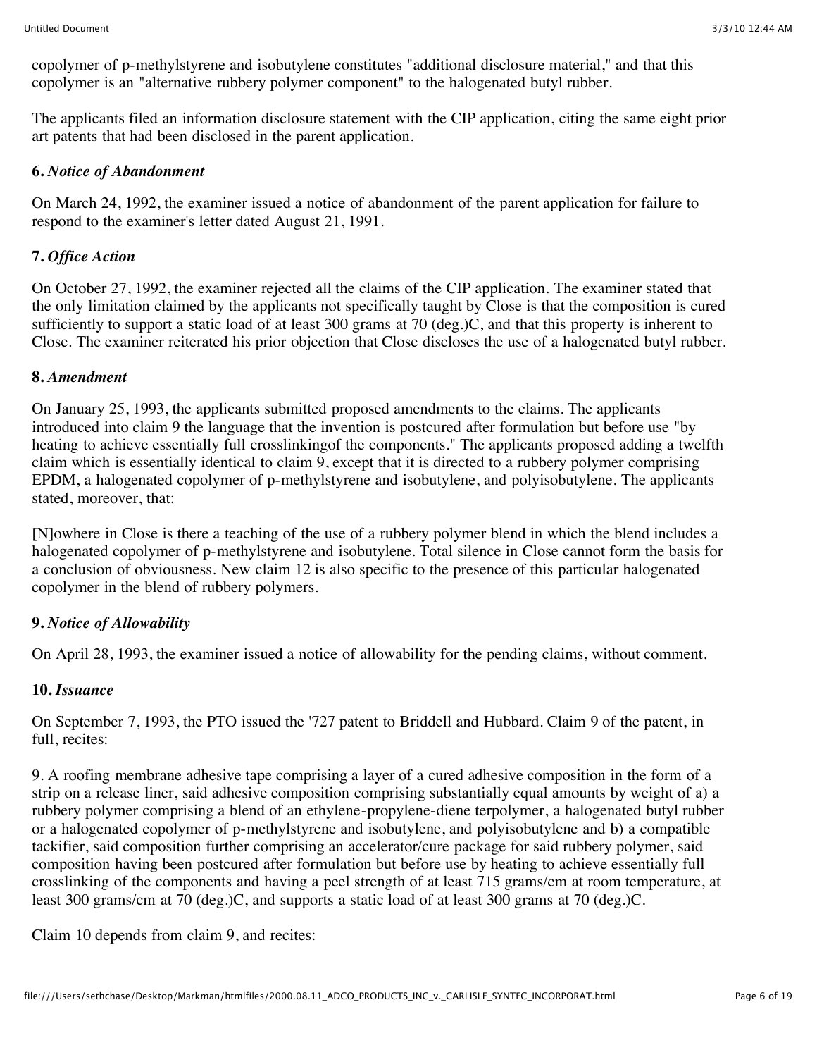copolymer of p-methylstyrene and isobutylene constitutes "additional disclosure material," and that this copolymer is an "alternative rubbery polymer component" to the halogenated butyl rubber.

The applicants filed an information disclosure statement with the CIP application, citing the same eight prior art patents that had been disclosed in the parent application.

**6.** *Notice of Abandonment*

On March 24, 1992, the examiner issued a notice of abandonment of the parent application for failure to respond to the examiner's letter dated August 21, 1991.

**7.** *Office Action*

On October 27, 1992, the examiner rejected all the claims of the CIP application. The examiner stated that the only limitation claimed by the applicants not specifically taught by Close is that the composition is cured sufficiently to support a static load of at least 300 grams at 70 (deg.)C, and that this property is inherent to Close. The examiner reiterated his prior objection that Close discloses the use of a halogenated butyl rubber.

**8.** *Amendment*

On January 25, 1993, the applicants submitted proposed amendments to the claims. The applicants introduced into claim 9 the language that the invention is postcured after formulation but before use "by heating to achieve essentially full crosslinkingof the components." The applicants proposed adding a twelfth claim which is essentially identical to claim 9, except that it is directed to a rubbery polymer comprising EPDM, a halogenated copolymer of p-methylstyrene and isobutylene, and polyisobutylene. The applicants stated, moreover, that:

[N]owhere in Close is there a teaching of the use of a rubbery polymer blend in which the blend includes a halogenated copolymer of p-methylstyrene and isobutylene. Total silence in Close cannot form the basis for a conclusion of obviousness. New claim 12 is also specific to the presence of this particular halogenated copolymer in the blend of rubbery polymers.

**9.** *Notice of Allowability*

On April 28, 1993, the examiner issued a notice of allowability for the pending claims, without comment.

**10.** *Issuance*

On September 7, 1993, the PTO issued the '727 patent to Briddell and Hubbard. Claim 9 of the patent, in full, recites:

9. A roofing membrane adhesive tape comprising a layer of a cured adhesive composition in the form of a strip on a release liner, said adhesive composition comprising substantially equal amounts by weight of a) a rubbery polymer comprising a blend of an ethylene-propylene-diene terpolymer, a halogenated butyl rubber or a halogenated copolymer of p-methylstyrene and isobutylene, and polyisobutylene and b) a compatible tackifier, said composition further comprising an accelerator/cure package for said rubbery polymer, said composition having been postcured after formulation but before use by heating to achieve essentially full crosslinking of the components and having a peel strength of at least 715 grams/cm at room temperature, at least 300 grams/cm at 70 (deg.)C, and supports a static load of at least 300 grams at 70 (deg.)C.

Claim 10 depends from claim 9, and recites: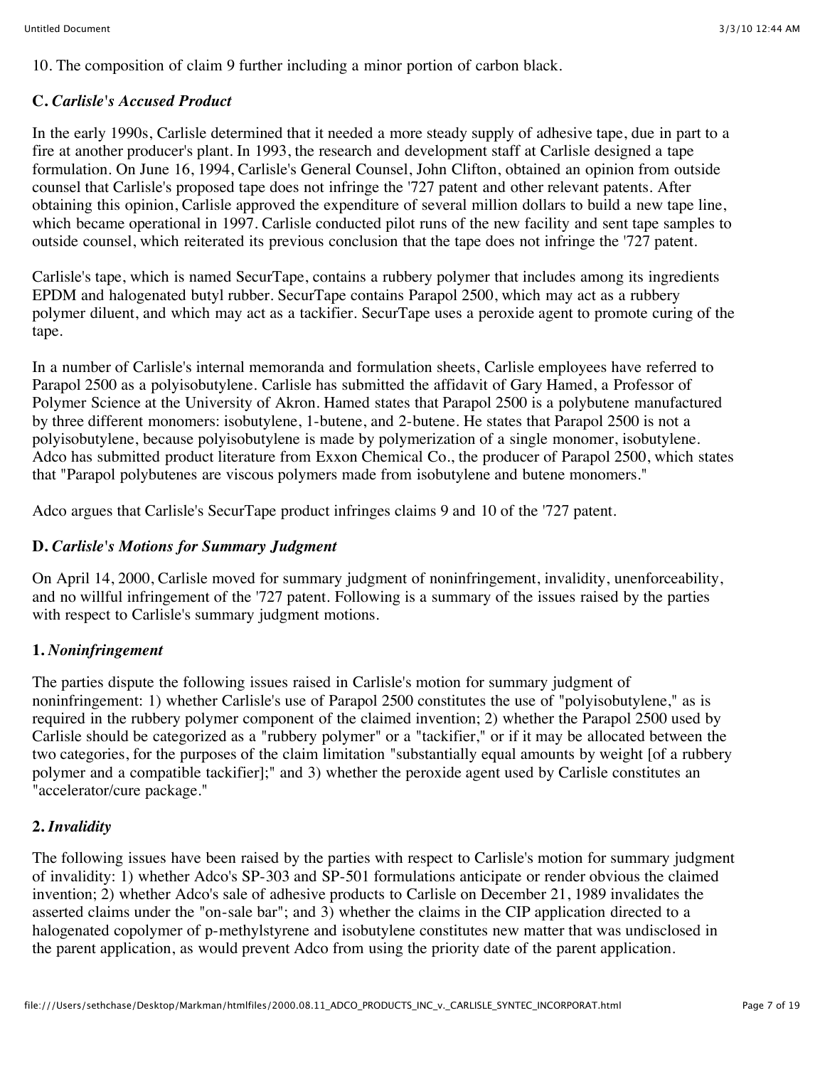10. The composition of claim 9 further including a minor portion of carbon black.

### C. *Carlisle's Accused Product*

In the early 1990s, Carlisle determined that it needed a more steady supply of adhesive tape, due in part to a fire at another producer's plant. In 1993, the research and development staff at Carlisle designed a tape formulation. On June 16, 1994, Carlisle's General Counsel, John Clifton, obtained an opinion from outside counsel that Carlisle's proposed tape does not infringe the '727 patent and other relevant patents. After obtaining this opinion, Carlisle approved the expenditure of several million dollars to build a new tape line, which became operational in 1997. Carlisle conducted pilot runs of the new facility and sent tape samples to outside counsel, which reiterated its previous conclusion that the tape does not infringe the '727 patent.

Carlisle's tape, which is named SecurTape, contains a rubbery polymer that includes among its ingredients EPDM and halogenated butyl rubber. SecurTape contains Parapol 2500, which may act as a rubbery polymer diluent, and which may act as a tackifier. SecurTape uses a peroxide agent to promote curing of the tape.

In a number of Carlisle's internal memoranda and formulation sheets, Carlisle employees have referred to Parapol 2500 as a polyisobutylene. Carlisle has submitted the affidavit of Gary Hamed, a Professor of Polymer Science at the University of Akron. Hamed states that Parapol 2500 is a polybutene manufactured by three different monomers: isobutylene, 1-butene, and 2-butene. He states that Parapol 2500 is not a polyisobutylene, because polyisobutylene is made by polymerization of a single monomer, isobutylene. Adco has submitted product literature from Exxon Chemical Co., the producer of Parapol 2500, which states that "Parapol polybutenes are viscous polymers made from isobutylene and butene monomers."

Adco argues that Carlisle's SecurTape product infringes claims 9 and 10 of the '727 patent.

### D. *Carlisle's Motions for Summary Judgment*

On April 14, 2000, Carlisle moved for summary judgment of noninfringement, invalidity, unenforceability, and no willful infringement of the '727 patent. Following is a summary of the issues raised by the parties with respect to Carlisle's summary judgment motions.

#### 1. *Noninfringement*

The parties dispute the following issues raised in Carlisle's motion for summary judgment of noninfringement: 1) whether Carlisle's use of Parapol 2500 constitutes the use of "polyisobutylene," as is required in the rubbery polymer component of the claimed invention; 2) whether the Parapol 2500 used by Carlisle should be categorized as a "rubbery polymer" or a "tackifier," or if it may be allocated between the two categories, for the purposes of the claim limitation "substantially equal amounts by weight [of a rubbery polymer and a compatible tackifier];" and 3) whether the peroxide agent used by Carlisle constitutes an "accelerator/cure package."

#### 2. *Invalidity*

The following issues have been raised by the parties with respect to Carlisle's motion for summary judgment of invalidity: 1) whether Adco's SP-303 and SP-501 formulations anticipate or render obvious the claimed invention; 2) whether Adco's sale of adhesive products to Carlisle on December 21, 1989 invalidates the asserted claims under the "on-sale bar"; and 3) whether the claims in the CIP application directed to a halogenated copolymer of p-methylstyrene and isobutylene constitutes new matter that was undisclosed in the parent application, as would prevent Adco from using the priority date of the parent application.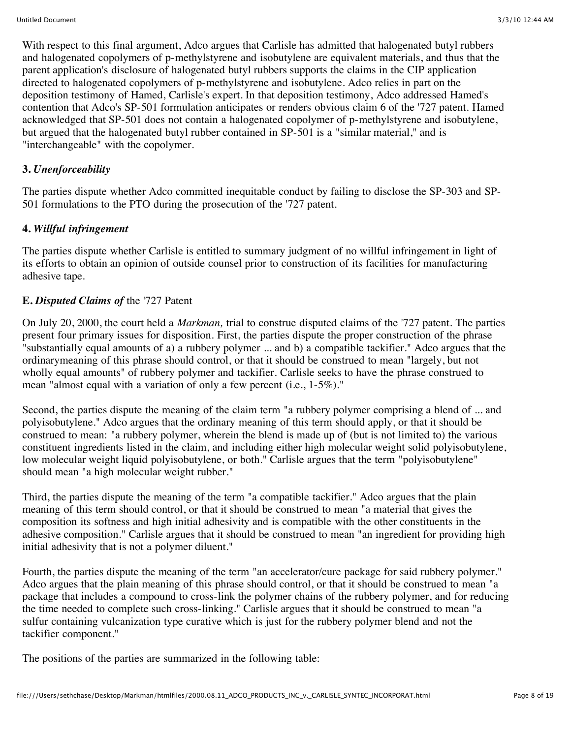With respect to this final argument, Adco argues that Carlisle has admitted that halogenated butyl rubbers and halogenated copolymers of p-methylstyrene and isobutylene are equivalent materials, and thus that the parent application's disclosure of halogenated butyl rubbers supports the claims in the CIP application directed to halogenated copolymers of p-methylstyrene and isobutylene. Adco relies in part on the deposition testimony of Hamed, Carlisle's expert. In that deposition testimony, Adco addressed Hamed's contention that Adco's SP-501 formulation anticipates or renders obvious claim 6 of the '727 patent. Hamed acknowledged that SP-501 does not contain a halogenated copolymer of p-methylstyrene and isobutylene, but argued that the halogenated butyl rubber contained in SP-501 is a "similar material," and is "interchangeable" with the copolymer.

### 3. *Unenforceability*

The parties dispute whether Adco committed inequitable conduct by failing to disclose the SP-303 and SP-501 formulations to the PTO during the prosecution of the '727 patent.

### 4. *Willful infringement*

The parties dispute whether Carlisle is entitled to summary judgment of no willful infringement in light of its efforts to obtain an opinion of outside counsel prior to construction of its facilities for manufacturing adhesive tape.

## E. *Disputed Claims of* the '727 Patent

On July 20, 2000, the court held a *Markman,* trial to construe disputed claims of the '727 patent. The parties present four primary issues for disposition. First, the parties dispute the proper construction of the phrase "substantially equal amounts of a) a rubbery polymer ... and b) a compatible tackifier." Adco argues that the ordinarymeaning of this phrase should control, or that it should be construed to mean "largely, but not wholly equal amounts" of rubbery polymer and tackifier. Carlisle seeks to have the phrase construed to mean "almost equal with a variation of only a few percent (i.e., 1-5%)."

Second, the parties dispute the meaning of the claim term "a rubbery polymer comprising a blend of ... and polyisobutylene." Adco argues that the ordinary meaning of this term should apply, or that it should be construed to mean: "a rubbery polymer, wherein the blend is made up of (but is not limited to) the various constituent ingredients listed in the claim, and including either high molecular weight solid polyisobutylene, low molecular weight liquid polyisobutylene, or both." Carlisle argues that the term "polyisobutylene" should mean "a high molecular weight rubber."

Third, the parties dispute the meaning of the term "a compatible tackifier." Adco argues that the plain meaning of this term should control, or that it should be construed to mean "a material that gives the composition its softness and high initial adhesivity and is compatible with the other constituents in the adhesive composition." Carlisle argues that it should be construed to mean "an ingredient for providing high initial adhesivity that is not a polymer diluent."

Fourth, the parties dispute the meaning of the term "an accelerator/cure package for said rubbery polymer." Adco argues that the plain meaning of this phrase should control, or that it should be construed to mean "a package that includes a compound to cross-link the polymer chains of the rubbery polymer, and for reducing the time needed to complete such cross-linking." Carlisle argues that it should be construed to mean "a sulfur containing vulcanization type curative which is just for the rubbery polymer blend and not the tackifier component."

The positions of the parties are summarized in the following table: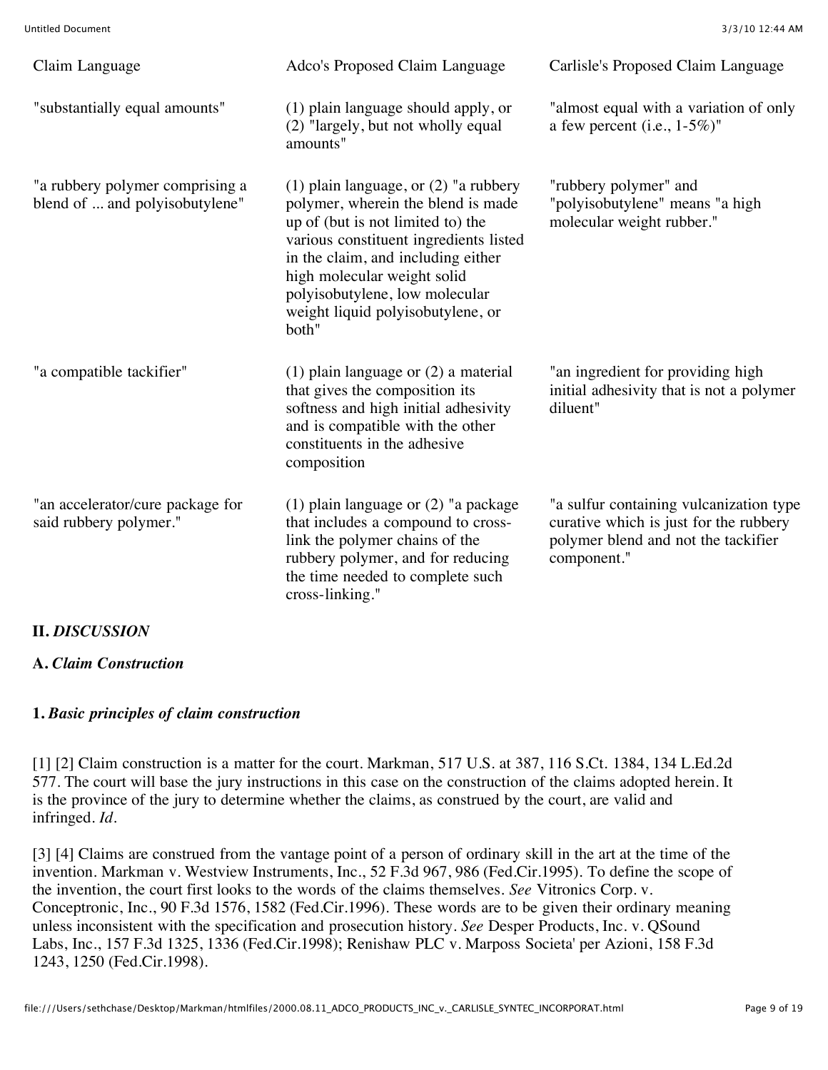| Claim Language | Adco's Proposed Claim Language | Carlisle's Proposed Claim Language |
| --- | --- | --- |
| "substantially equal amounts" | (1) plain language should apply, or (2) "largely, but not wholly equal amounts" | "almost equal with a variation of only a few percent (i.e., 1-5%)" |
| "a rubbery polymer comprising a blend of ... and polyisobutylene" | (1) plain language, or (2) "a rubbery polymer, wherein the blend is made up of (but is not limited to) the various constituent ingredients listed in the claim, and including either high molecular weight solid polyisobutylene, low molecular weight liquid polyisobutylene, or both" | "rubbery polymer" and "polyisobutylene" means "a high molecular weight rubber." |
| "a compatible tackifier" | (1) plain language or (2) a material that gives the composition its softness and high initial adhesivity and is compatible with the other constituents in the adhesive composition | "an ingredient for providing high initial adhesivity that is not a polymer diluent" |
| "an accelerator/cure package for said rubbery polymer." | (1) plain language or (2) "a package that includes a compound to cross-link the polymer chains of the rubbery polymer, and for reducing the time needed to complete such cross-linking." | "a sulfur containing vulcanization type curative which is just for the rubbery polymer blend and not the tackifier component." |

## II. *DISCUSSION*

### A. *Claim Construction*

#### 1. *Basic principles of claim construction*

[1] [2] Claim construction is a matter for the court. Markman, 517 U.S. at 387, 116 S.Ct. 1384, 134 L.Ed.2d 577. The court will base the jury instructions in this case on the construction of the claims adopted herein. It is the province of the jury to determine whether the claims, as construed by the court, are valid and infringed. *Id*.

[3] [4] Claims are construed from the vantage point of a person of ordinary skill in the art at the time of the invention. Markman v. Westview Instruments, Inc., 52 F.3d 967, 986 (Fed.Cir.1995). To define the scope of the invention, the court first looks to the words of the claims themselves. *See* Vitronics Corp. v. Conceptronic, Inc., 90 F.3d 1576, 1582 (Fed.Cir.1996). These words are to be given their ordinary meaning unless inconsistent with the specification and prosecution history. *See* Desper Products, Inc. v. QSound Labs, Inc., 157 F.3d 1325, 1336 (Fed.Cir.1998); Renishaw PLC v. Marposs Societa' per Azioni, 158 F.3d 1243, 1250 (Fed.Cir.1998).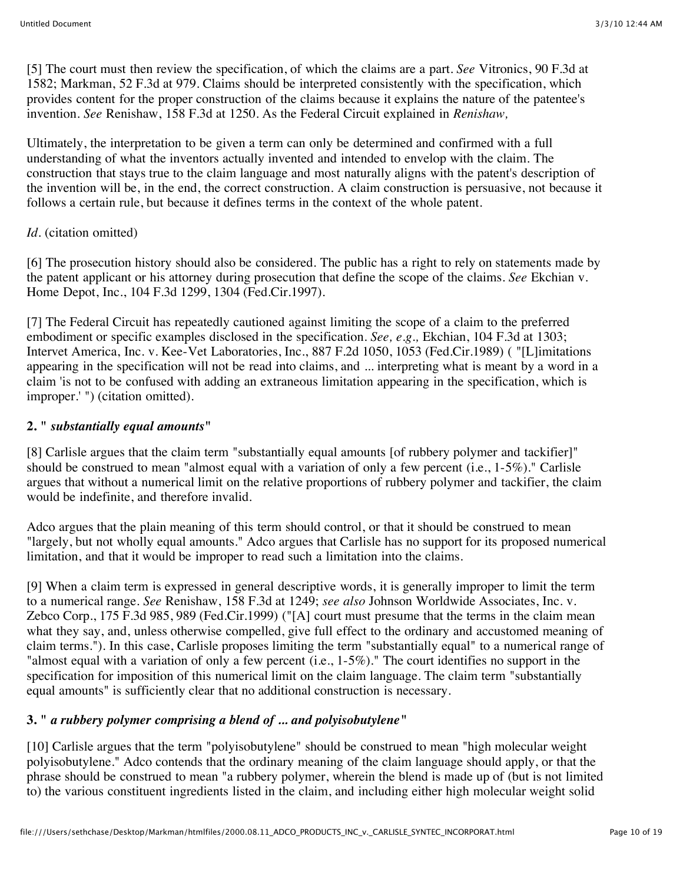[5] The court must then review the specification, of which the claims are a part. *See* Vitronics, 90 F.3d at 1582; Markman, 52 F.3d at 979. Claims should be interpreted consistently with the specification, which provides content for the proper construction of the claims because it explains the nature of the patentee's invention. *See* Renishaw, 158 F.3d at 1250. As the Federal Circuit explained in *Renishaw,*

Ultimately, the interpretation to be given a term can only be determined and confirmed with a full understanding of what the inventors actually invented and intended to envelop with the claim. The construction that stays true to the claim language and most naturally aligns with the patent's description of the invention will be, in the end, the correct construction. A claim construction is persuasive, not because it follows a certain rule, but because it defines terms in the context of the whole patent.

*Id.* (citation omitted)

[6] The prosecution history should also be considered. The public has a right to rely on statements made by the patent applicant or his attorney during prosecution that define the scope of the claims. *See* Ekchian v. Home Depot, Inc., 104 F.3d 1299, 1304 (Fed.Cir.1997).

[7] The Federal Circuit has repeatedly cautioned against limiting the scope of a claim to the preferred embodiment or specific examples disclosed in the specification. *See, e.g.,* Ekchian, 104 F.3d at 1303; Intervet America, Inc. v. Kee-Vet Laboratories, Inc., 887 F.2d 1050, 1053 (Fed.Cir.1989) ( "[L]imitations appearing in the specification will not be read into claims, and ... interpreting what is meant by a word in a claim 'is not to be confused with adding an extraneous limitation appearing in the specification, which is improper.' ") (citation omitted).

### 2. " *substantially equal amounts*"

[8] Carlisle argues that the claim term "substantially equal amounts [of rubbery polymer and tackifier]" should be construed to mean "almost equal with a variation of only a few percent (i.e., 1-5%)." Carlisle argues that without a numerical limit on the relative proportions of rubbery polymer and tackifier, the claim would be indefinite, and therefore invalid.

Adco argues that the plain meaning of this term should control, or that it should be construed to mean "largely, but not wholly equal amounts." Adco argues that Carlisle has no support for its proposed numerical limitation, and that it would be improper to read such a limitation into the claims.

[9] When a claim term is expressed in general descriptive words, it is generally improper to limit the term to a numerical range. *See* Renishaw, 158 F.3d at 1249; *see also* Johnson Worldwide Associates, Inc. v. Zebco Corp., 175 F.3d 985, 989 (Fed.Cir.1999) ("[A] court must presume that the terms in the claim mean what they say, and, unless otherwise compelled, give full effect to the ordinary and accustomed meaning of claim terms."). In this case, Carlisle proposes limiting the term "substantially equal" to a numerical range of "almost equal with a variation of only a few percent (i.e., 1-5%)." The court identifies no support in the specification for imposition of this numerical limit on the claim language. The claim term "substantially equal amounts" is sufficiently clear that no additional construction is necessary.

### 3. " *a rubbery polymer comprising a blend of ... and polyisobutylene*"

[10] Carlisle argues that the term "polyisobutylene" should be construed to mean "high molecular weight polyisobutylene." Adco contends that the ordinary meaning of the claim language should apply, or that the phrase should be construed to mean "a rubbery polymer, wherein the blend is made up of (but is not limited to) the various constituent ingredients listed in the claim, and including either high molecular weight solid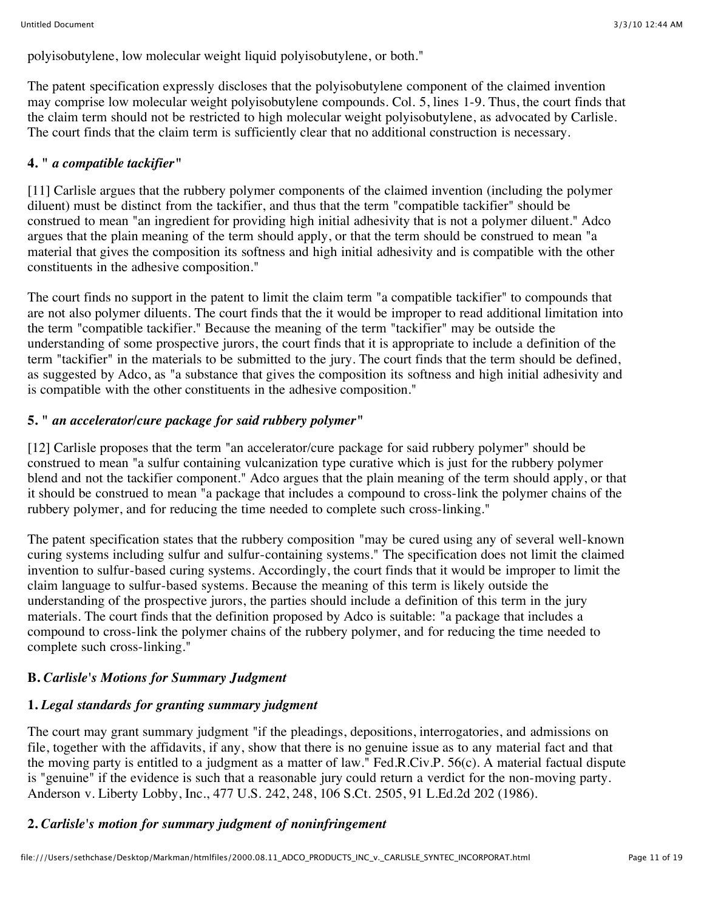polyisobutylene, low molecular weight liquid polyisobutylene, or both."

The patent specification expressly discloses that the polyisobutylene component of the claimed invention may comprise low molecular weight polyisobutylene compounds. Col. 5, lines 1-9. Thus, the court finds that the claim term should not be restricted to high molecular weight polyisobutylene, as advocated by Carlisle. The court finds that the claim term is sufficiently clear that no additional construction is necessary.

#### 4. " *a compatible tackifier*"

[11] Carlisle argues that the rubbery polymer components of the claimed invention (including the polymer diluent) must be distinct from the tackifier, and thus that the term "compatible tackifier" should be construed to mean "an ingredient for providing high initial adhesivity that is not a polymer diluent." Adco argues that the plain meaning of the term should apply, or that the term should be construed to mean "a material that gives the composition its softness and high initial adhesivity and is compatible with the other constituents in the adhesive composition."

The court finds no support in the patent to limit the claim term "a compatible tackifier" to compounds that are not also polymer diluents. The court finds that the it would be improper to read additional limitation into the term "compatible tackifier." Because the meaning of the term "tackifier" may be outside the understanding of some prospective jurors, the court finds that it is appropriate to include a definition of the term "tackifier" in the materials to be submitted to the jury. The court finds that the term should be defined, as suggested by Adco, as "a substance that gives the composition its softness and high initial adhesivity and is compatible with the other constituents in the adhesive composition."

#### 5. " *an accelerator/cure package for said rubbery polymer*"

[12] Carlisle proposes that the term "an accelerator/cure package for said rubbery polymer" should be construed to mean "a sulfur containing vulcanization type curative which is just for the rubbery polymer blend and not the tackifier component." Adco argues that the plain meaning of the term should apply, or that it should be construed to mean "a package that includes a compound to cross-link the polymer chains of the rubbery polymer, and for reducing the time needed to complete such cross-linking."

The patent specification states that the rubbery composition "may be cured using any of several well-known curing systems including sulfur and sulfur-containing systems." The specification does not limit the claimed invention to sulfur-based curing systems. Accordingly, the court finds that it would be improper to limit the claim language to sulfur-based systems. Because the meaning of this term is likely outside the understanding of the prospective jurors, the parties should include a definition of this term in the jury materials. The court finds that the definition proposed by Adco is suitable: "a package that includes a compound to cross-link the polymer chains of the rubbery polymer, and for reducing the time needed to complete such cross-linking."

### B. *Carlisle's Motions for Summary Judgment*

#### 1. *Legal standards for granting summary judgment*

The court may grant summary judgment "if the pleadings, depositions, interrogatories, and admissions on file, together with the affidavits, if any, show that there is no genuine issue as to any material fact and that the moving party is entitled to a judgment as a matter of law." Fed.R.Civ.P. 56(c). A material factual dispute is "genuine" if the evidence is such that a reasonable jury could return a verdict for the non-moving party. Anderson v. Liberty Lobby, Inc., 477 U.S. 242, 248, 106 S.Ct. 2505, 91 L.Ed.2d 202 (1986).

#### 2. *Carlisle's motion for summary judgment of noninfringement*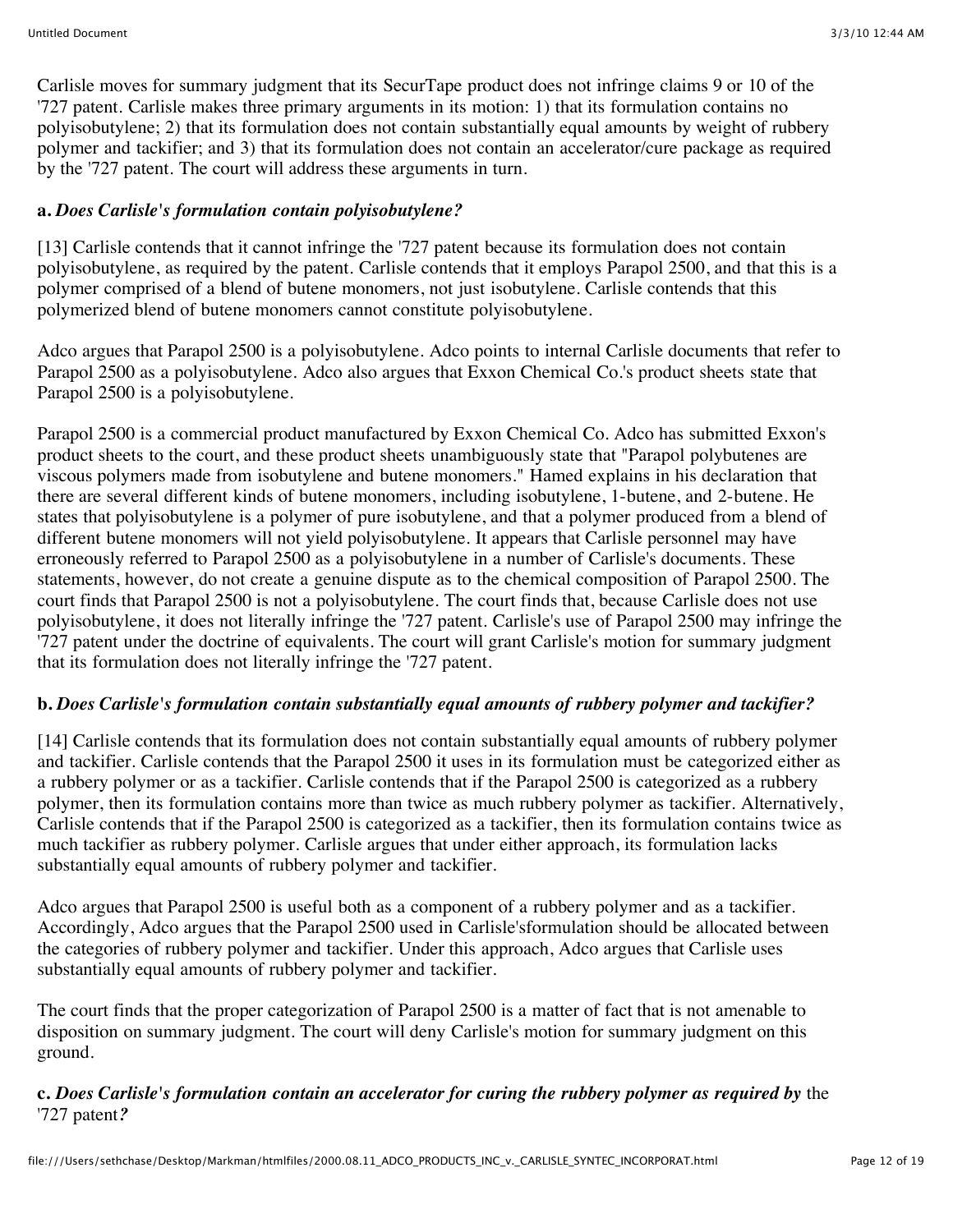Carlisle moves for summary judgment that its SecurTape product does not infringe claims 9 or 10 of the '727 patent. Carlisle makes three primary arguments in its motion: 1) that its formulation contains no polyisobutylene; 2) that its formulation does not contain substantially equal amounts by weight of rubbery polymer and tackifier; and 3) that its formulation does not contain an accelerator/cure package as required by the '727 patent. The court will address these arguments in turn.

**a.** ***Does Carlisle's formulation contain polyisobutylene?***

[13] Carlisle contends that it cannot infringe the '727 patent because its formulation does not contain polyisobutylene, as required by the patent. Carlisle contends that it employs Parapol 2500, and that this is a polymer comprised of a blend of butene monomers, not just isobutylene. Carlisle contends that this polymerized blend of butene monomers cannot constitute polyisobutylene.

Adco argues that Parapol 2500 is a polyisobutylene. Adco points to internal Carlisle documents that refer to Parapol 2500 as a polyisobutylene. Adco also argues that Exxon Chemical Co.'s product sheets state that Parapol 2500 is a polyisobutylene.

Parapol 2500 is a commercial product manufactured by Exxon Chemical Co. Adco has submitted Exxon's product sheets to the court, and these product sheets unambiguously state that "Parapol polybutenes are viscous polymers made from isobutylene and butene monomers." Hamed explains in his declaration that there are several different kinds of butene monomers, including isobutylene, 1-butene, and 2-butene. He states that polyisobutylene is a polymer of pure isobutylene, and that a polymer produced from a blend of different butene monomers will not yield polyisobutylene. It appears that Carlisle personnel may have erroneously referred to Parapol 2500 as a polyisobutylene in a number of Carlisle's documents. These statements, however, do not create a genuine dispute as to the chemical composition of Parapol 2500. The court finds that Parapol 2500 is not a polyisobutylene. The court finds that, because Carlisle does not use polyisobutylene, it does not literally infringe the '727 patent. Carlisle's use of Parapol 2500 may infringe the '727 patent under the doctrine of equivalents. The court will grant Carlisle's motion for summary judgment that its formulation does not literally infringe the '727 patent.

**b.** ***Does Carlisle's formulation contain substantially equal amounts of rubbery polymer and tackifier?***

[14] Carlisle contends that its formulation does not contain substantially equal amounts of rubbery polymer and tackifier. Carlisle contends that the Parapol 2500 it uses in its formulation must be categorized either as a rubbery polymer or as a tackifier. Carlisle contends that if the Parapol 2500 is categorized as a rubbery polymer, then its formulation contains more than twice as much rubbery polymer as tackifier. Alternatively, Carlisle contends that if the Parapol 2500 is categorized as a tackifier, then its formulation contains twice as much tackifier as rubbery polymer. Carlisle argues that under either approach, its formulation lacks substantially equal amounts of rubbery polymer and tackifier.

Adco argues that Parapol 2500 is useful both as a component of a rubbery polymer and as a tackifier. Accordingly, Adco argues that the Parapol 2500 used in Carlisle'sformulation should be allocated between the categories of rubbery polymer and tackifier. Under this approach, Adco argues that Carlisle uses substantially equal amounts of rubbery polymer and tackifier.

The court finds that the proper categorization of Parapol 2500 is a matter of fact that is not amenable to disposition on summary judgment. The court will deny Carlisle's motion for summary judgment on this ground.

**c.** ***Does Carlisle's formulation contain an accelerator for curing the rubbery polymer as required by*** the '727 patent***?***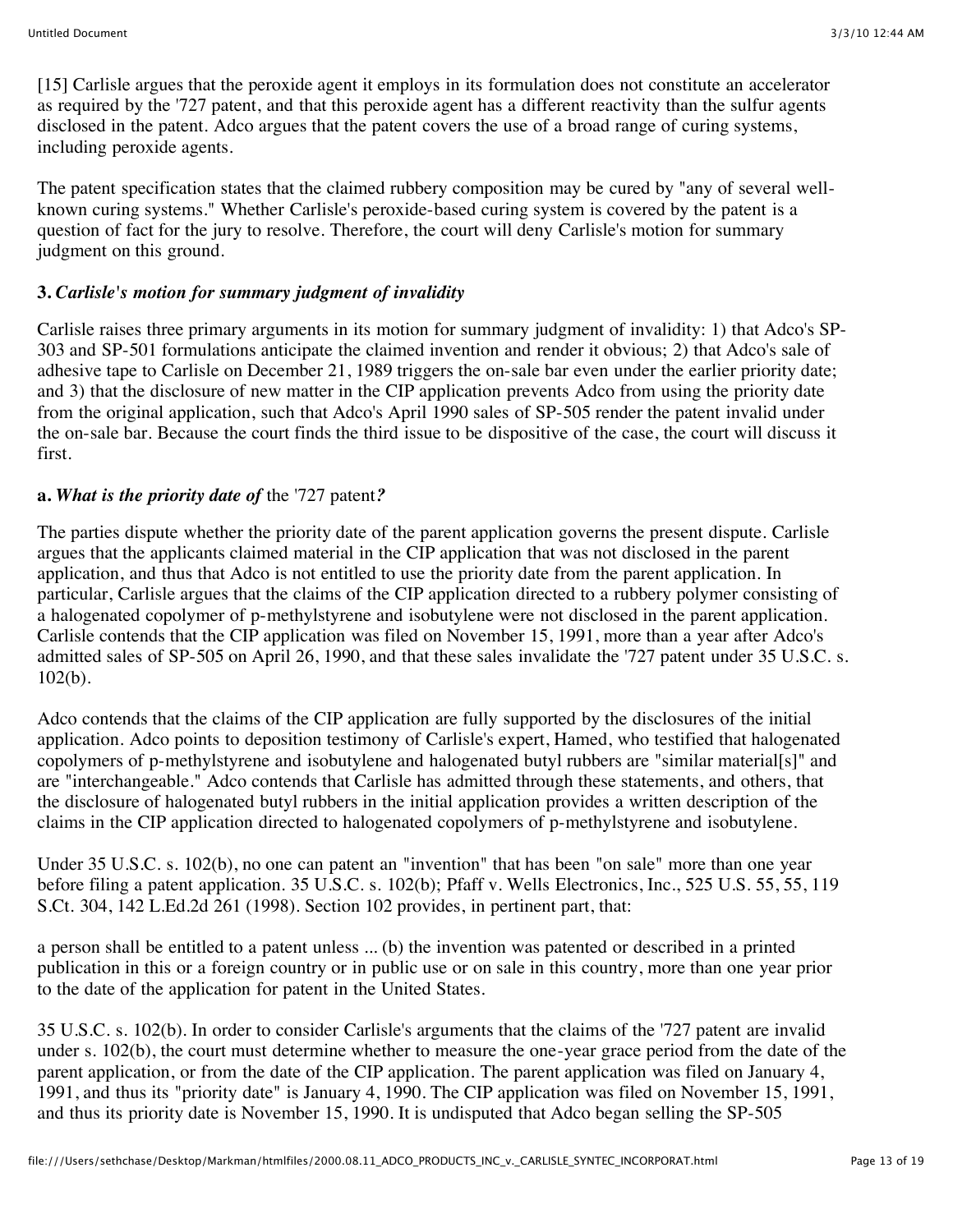[15] Carlisle argues that the peroxide agent it employs in its formulation does not constitute an accelerator as required by the '727 patent, and that this peroxide agent has a different reactivity than the sulfur agents disclosed in the patent. Adco argues that the patent covers the use of a broad range of curing systems, including peroxide agents.

The patent specification states that the claimed rubbery composition may be cured by "any of several well-known curing systems." Whether Carlisle's peroxide-based curing system is covered by the patent is a question of fact for the jury to resolve. Therefore, the court will deny Carlisle's motion for summary judgment on this ground.

### 3. *Carlisle's motion for summary judgment of invalidity*

Carlisle raises three primary arguments in its motion for summary judgment of invalidity: 1) that Adco's SP-303 and SP-501 formulations anticipate the claimed invention and render it obvious; 2) that Adco's sale of adhesive tape to Carlisle on December 21, 1989 triggers the on-sale bar even under the earlier priority date; and 3) that the disclosure of new matter in the CIP application prevents Adco from using the priority date from the original application, such that Adco's April 1990 sales of SP-505 render the patent invalid under the on-sale bar. Because the court finds the third issue to be dispositive of the case, the court will discuss it first.

#### a. *What is the priority date of* the '727 patent*?*

The parties dispute whether the priority date of the parent application governs the present dispute. Carlisle argues that the applicants claimed material in the CIP application that was not disclosed in the parent application, and thus that Adco is not entitled to use the priority date from the parent application. In particular, Carlisle argues that the claims of the CIP application directed to a rubbery polymer consisting of a halogenated copolymer of p-methylstyrene and isobutylene were not disclosed in the parent application. Carlisle contends that the CIP application was filed on November 15, 1991, more than a year after Adco's admitted sales of SP-505 on April 26, 1990, and that these sales invalidate the '727 patent under 35 U.S.C. s. 102(b).

Adco contends that the claims of the CIP application are fully supported by the disclosures of the initial application. Adco points to deposition testimony of Carlisle's expert, Hamed, who testified that halogenated copolymers of p-methylstyrene and isobutylene and halogenated butyl rubbers are "similar material[s]" and are "interchangeable." Adco contends that Carlisle has admitted through these statements, and others, that the disclosure of halogenated butyl rubbers in the initial application provides a written description of the claims in the CIP application directed to halogenated copolymers of p-methylstyrene and isobutylene.

Under 35 U.S.C. s. 102(b), no one can patent an "invention" that has been "on sale" more than one year before filing a patent application. 35 U.S.C. s. 102(b); Pfaff v. Wells Electronics, Inc., 525 U.S. 55, 55, 119 S.Ct. 304, 142 L.Ed.2d 261 (1998). Section 102 provides, in pertinent part, that:

a person shall be entitled to a patent unless ... (b) the invention was patented or described in a printed publication in this or a foreign country or in public use or on sale in this country, more than one year prior to the date of the application for patent in the United States.

35 U.S.C. s. 102(b). In order to consider Carlisle's arguments that the claims of the '727 patent are invalid under s. 102(b), the court must determine whether to measure the one-year grace period from the date of the parent application, or from the date of the CIP application. The parent application was filed on January 4, 1991, and thus its "priority date" is January 4, 1990. The CIP application was filed on November 15, 1991, and thus its priority date is November 15, 1990. It is undisputed that Adco began selling the SP-505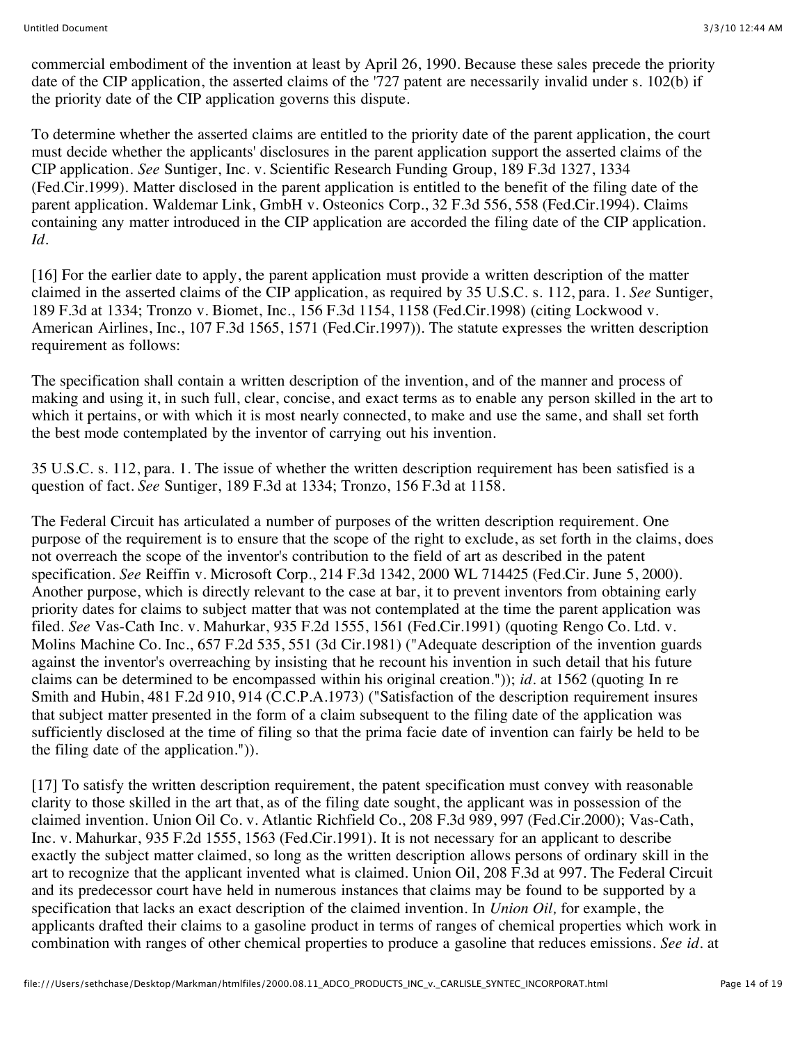commercial embodiment of the invention at least by April 26, 1990. Because these sales precede the priority date of the CIP application, the asserted claims of the '727 patent are necessarily invalid under s. 102(b) if the priority date of the CIP application governs this dispute.

To determine whether the asserted claims are entitled to the priority date of the parent application, the court must decide whether the applicants' disclosures in the parent application support the asserted claims of the CIP application. *See* Suntiger, Inc. v. Scientific Research Funding Group, 189 F.3d 1327, 1334 (Fed.Cir.1999). Matter disclosed in the parent application is entitled to the benefit of the filing date of the parent application. Waldemar Link, GmbH v. Osteonics Corp., 32 F.3d 556, 558 (Fed.Cir.1994). Claims containing any matter introduced in the CIP application are accorded the filing date of the CIP application. *Id.*

[16] For the earlier date to apply, the parent application must provide a written description of the matter claimed in the asserted claims of the CIP application, as required by 35 U.S.C. s. 112, para. 1. *See* Suntiger, 189 F.3d at 1334; Tronzo v. Biomet, Inc., 156 F.3d 1154, 1158 (Fed.Cir.1998) (citing Lockwood v. American Airlines, Inc., 107 F.3d 1565, 1571 (Fed.Cir.1997)). The statute expresses the written description requirement as follows:

The specification shall contain a written description of the invention, and of the manner and process of making and using it, in such full, clear, concise, and exact terms as to enable any person skilled in the art to which it pertains, or with which it is most nearly connected, to make and use the same, and shall set forth the best mode contemplated by the inventor of carrying out his invention.

35 U.S.C. s. 112, para. 1. The issue of whether the written description requirement has been satisfied is a question of fact. *See* Suntiger, 189 F.3d at 1334; Tronzo, 156 F.3d at 1158.

The Federal Circuit has articulated a number of purposes of the written description requirement. One purpose of the requirement is to ensure that the scope of the right to exclude, as set forth in the claims, does not overreach the scope of the inventor's contribution to the field of art as described in the patent specification. *See* Reiffin v. Microsoft Corp., 214 F.3d 1342, 2000 WL 714425 (Fed.Cir. June 5, 2000). Another purpose, which is directly relevant to the case at bar, it to prevent inventors from obtaining early priority dates for claims to subject matter that was not contemplated at the time the parent application was filed. *See* Vas-Cath Inc. v. Mahurkar, 935 F.2d 1555, 1561 (Fed.Cir.1991) (quoting Rengo Co. Ltd. v. Molins Machine Co. Inc., 657 F.2d 535, 551 (3d Cir.1981) ("Adequate description of the invention guards against the inventor's overreaching by insisting that he recount his invention in such detail that his future claims can be determined to be encompassed within his original creation.")); *id.* at 1562 (quoting In re Smith and Hubin, 481 F.2d 910, 914 (C.C.P.A.1973) ("Satisfaction of the description requirement insures that subject matter presented in the form of a claim subsequent to the filing date of the application was sufficiently disclosed at the time of filing so that the prima facie date of invention can fairly be held to be the filing date of the application.")).

[17] To satisfy the written description requirement, the patent specification must convey with reasonable clarity to those skilled in the art that, as of the filing date sought, the applicant was in possession of the claimed invention. Union Oil Co. v. Atlantic Richfield Co., 208 F.3d 989, 997 (Fed.Cir.2000); Vas-Cath, Inc. v. Mahurkar, 935 F.2d 1555, 1563 (Fed.Cir.1991). It is not necessary for an applicant to describe exactly the subject matter claimed, so long as the written description allows persons of ordinary skill in the art to recognize that the applicant invented what is claimed. Union Oil, 208 F.3d at 997. The Federal Circuit and its predecessor court have held in numerous instances that claims may be found to be supported by a specification that lacks an exact description of the claimed invention. In *Union Oil,* for example, the applicants drafted their claims to a gasoline product in terms of ranges of chemical properties which work in combination with ranges of other chemical properties to produce a gasoline that reduces emissions. *See id.* at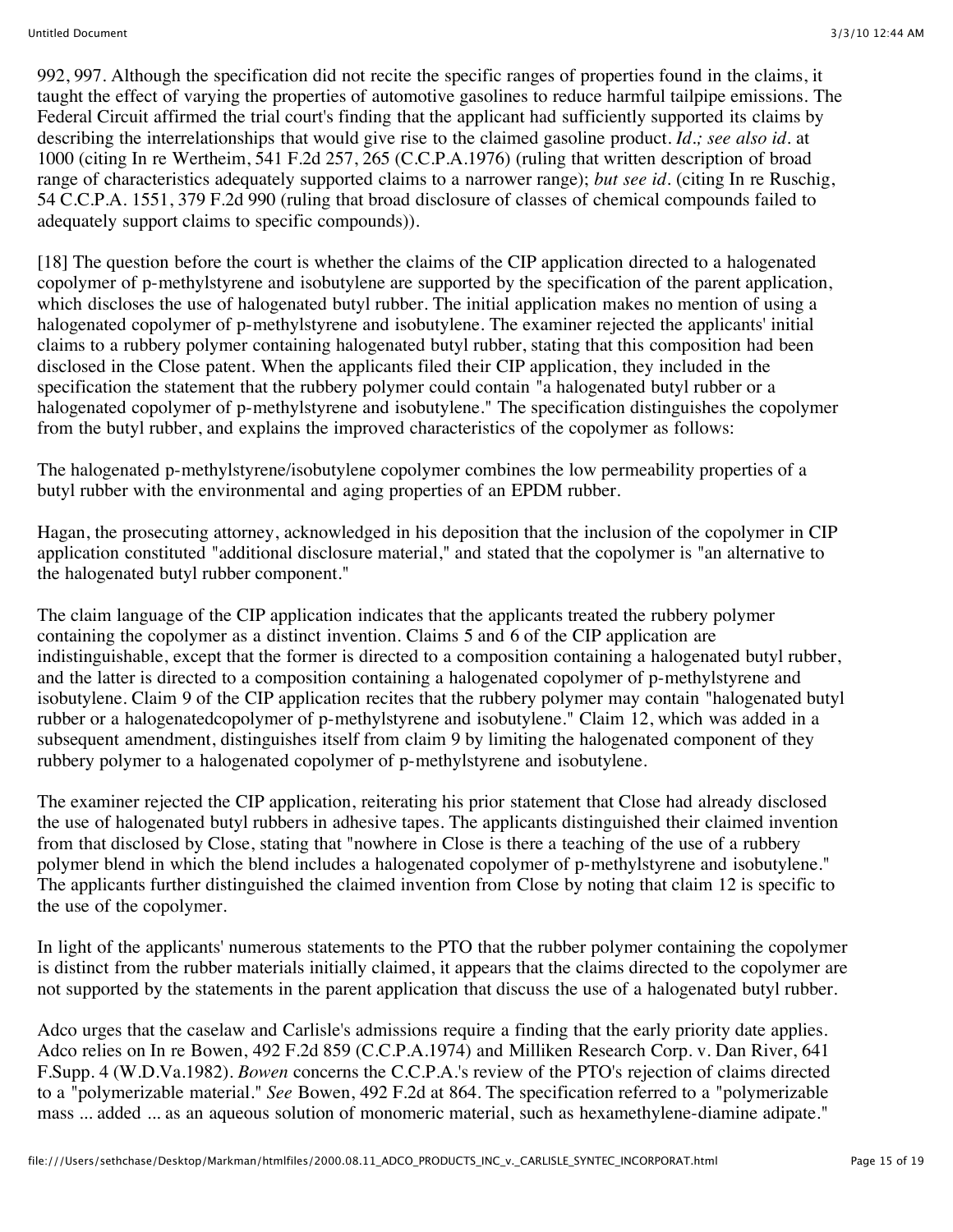992, 997. Although the specification did not recite the specific ranges of properties found in the claims, it taught the effect of varying the properties of automotive gasolines to reduce harmful tailpipe emissions. The Federal Circuit affirmed the trial court's finding that the applicant had sufficiently supported its claims by describing the interrelationships that would give rise to the claimed gasoline product. *Id.; see also id.* at 1000 (citing In re Wertheim, 541 F.2d 257, 265 (C.C.P.A.1976) (ruling that written description of broad range of characteristics adequately supported claims to a narrower range); *but see id.* (citing In re Ruschig, 54 C.C.P.A. 1551, 379 F.2d 990 (ruling that broad disclosure of classes of chemical compounds failed to adequately support claims to specific compounds)).

[18] The question before the court is whether the claims of the CIP application directed to a halogenated copolymer of p-methylstyrene and isobutylene are supported by the specification of the parent application, which discloses the use of halogenated butyl rubber. The initial application makes no mention of using a halogenated copolymer of p-methylstyrene and isobutylene. The examiner rejected the applicants' initial claims to a rubbery polymer containing halogenated butyl rubber, stating that this composition had been disclosed in the Close patent. When the applicants filed their CIP application, they included in the specification the statement that the rubbery polymer could contain "a halogenated butyl rubber or a halogenated copolymer of p-methylstyrene and isobutylene." The specification distinguishes the copolymer from the butyl rubber, and explains the improved characteristics of the copolymer as follows:

The halogenated p-methylstyrene/isobutylene copolymer combines the low permeability properties of a butyl rubber with the environmental and aging properties of an EPDM rubber.

Hagan, the prosecuting attorney, acknowledged in his deposition that the inclusion of the copolymer in CIP application constituted "additional disclosure material," and stated that the copolymer is "an alternative to the halogenated butyl rubber component."

The claim language of the CIP application indicates that the applicants treated the rubbery polymer containing the copolymer as a distinct invention. Claims 5 and 6 of the CIP application are indistinguishable, except that the former is directed to a composition containing a halogenated butyl rubber, and the latter is directed to a composition containing a halogenated copolymer of p-methylstyrene and isobutylene. Claim 9 of the CIP application recites that the rubbery polymer may contain "halogenated butyl rubber or a halogenatedcopolymer of p-methylstyrene and isobutylene." Claim 12, which was added in a subsequent amendment, distinguishes itself from claim 9 by limiting the halogenated component of they rubbery polymer to a halogenated copolymer of p-methylstyrene and isobutylene.

The examiner rejected the CIP application, reiterating his prior statement that Close had already disclosed the use of halogenated butyl rubbers in adhesive tapes. The applicants distinguished their claimed invention from that disclosed by Close, stating that "nowhere in Close is there a teaching of the use of a rubbery polymer blend in which the blend includes a halogenated copolymer of p-methylstyrene and isobutylene." The applicants further distinguished the claimed invention from Close by noting that claim 12 is specific to the use of the copolymer.

In light of the applicants' numerous statements to the PTO that the rubber polymer containing the copolymer is distinct from the rubber materials initially claimed, it appears that the claims directed to the copolymer are not supported by the statements in the parent application that discuss the use of a halogenated butyl rubber.

Adco urges that the caselaw and Carlisle's admissions require a finding that the early priority date applies. Adco relies on In re Bowen, 492 F.2d 859 (C.C.P.A.1974) and Milliken Research Corp. v. Dan River, 641 F.Supp. 4 (W.D.Va.1982). *Bowen* concerns the C.C.P.A.'s review of the PTO's rejection of claims directed to a "polymerizable material." *See* Bowen, 492 F.2d at 864. The specification referred to a "polymerizable mass ... added ... as an aqueous solution of monomeric material, such as hexamethylene-diamine adipate."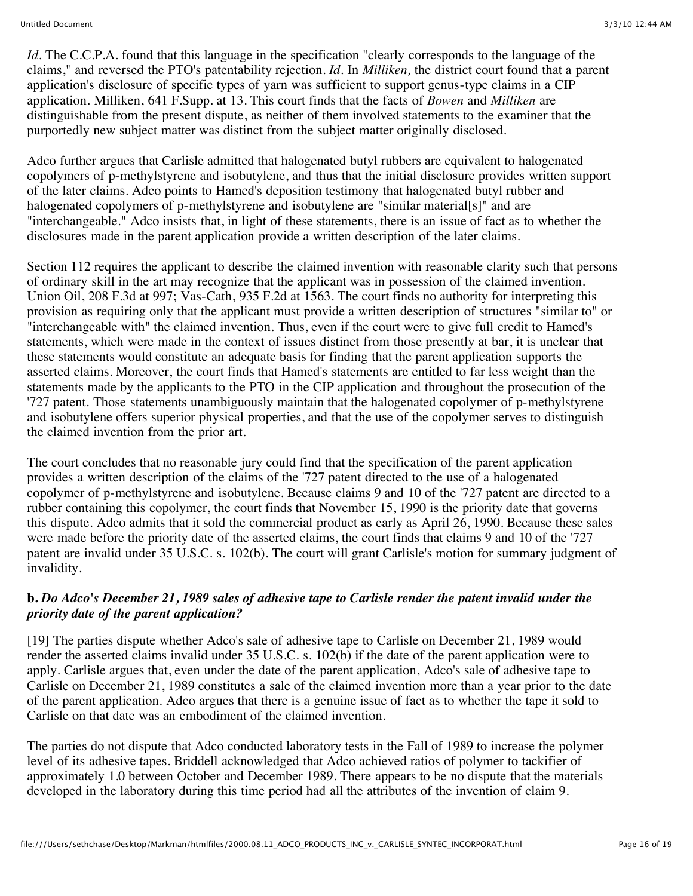*Id.* The C.C.P.A. found that this language in the specification "clearly corresponds to the language of the claims," and reversed the PTO's patentability rejection. *Id.* In *Milliken,* the district court found that a parent application's disclosure of specific types of yarn was sufficient to support genus-type claims in a CIP application. Milliken, 641 F.Supp. at 13. This court finds that the facts of *Bowen* and *Milliken* are distinguishable from the present dispute, as neither of them involved statements to the examiner that the purportedly new subject matter was distinct from the subject matter originally disclosed.

Adco further argues that Carlisle admitted that halogenated butyl rubbers are equivalent to halogenated copolymers of p-methylstyrene and isobutylene, and thus that the initial disclosure provides written support of the later claims. Adco points to Hamed's deposition testimony that halogenated butyl rubber and halogenated copolymers of p-methylstyrene and isobutylene are "similar material[s]" and are "interchangeable." Adco insists that, in light of these statements, there is an issue of fact as to whether the disclosures made in the parent application provide a written description of the later claims.

Section 112 requires the applicant to describe the claimed invention with reasonable clarity such that persons of ordinary skill in the art may recognize that the applicant was in possession of the claimed invention. Union Oil, 208 F.3d at 997; Vas-Cath, 935 F.2d at 1563. The court finds no authority for interpreting this provision as requiring only that the applicant must provide a written description of structures "similar to" or "interchangeable with" the claimed invention. Thus, even if the court were to give full credit to Hamed's statements, which were made in the context of issues distinct from those presently at bar, it is unclear that these statements would constitute an adequate basis for finding that the parent application supports the asserted claims. Moreover, the court finds that Hamed's statements are entitled to far less weight than the statements made by the applicants to the PTO in the CIP application and throughout the prosecution of the '727 patent. Those statements unambiguously maintain that the halogenated copolymer of p-methylstyrene and isobutylene offers superior physical properties, and that the use of the copolymer serves to distinguish the claimed invention from the prior art.

The court concludes that no reasonable jury could find that the specification of the parent application provides a written description of the claims of the '727 patent directed to the use of a halogenated copolymer of p-methylstyrene and isobutylene. Because claims 9 and 10 of the '727 patent are directed to a rubber containing this copolymer, the court finds that November 15, 1990 is the priority date that governs this dispute. Adco admits that it sold the commercial product as early as April 26, 1990. Because these sales were made before the priority date of the asserted claims, the court finds that claims 9 and 10 of the '727 patent are invalid under 35 U.S.C. s. 102(b). The court will grant Carlisle's motion for summary judgment of invalidity.

**b.** ***Do Adco's December 21, 1989 sales of adhesive tape to Carlisle render the patent invalid under the priority date of the parent application?***

[19] The parties dispute whether Adco's sale of adhesive tape to Carlisle on December 21, 1989 would render the asserted claims invalid under 35 U.S.C. s. 102(b) if the date of the parent application were to apply. Carlisle argues that, even under the date of the parent application, Adco's sale of adhesive tape to Carlisle on December 21, 1989 constitutes a sale of the claimed invention more than a year prior to the date of the parent application. Adco argues that there is a genuine issue of fact as to whether the tape it sold to Carlisle on that date was an embodiment of the claimed invention.

The parties do not dispute that Adco conducted laboratory tests in the Fall of 1989 to increase the polymer level of its adhesive tapes. Briddell acknowledged that Adco achieved ratios of polymer to tackifier of approximately 1.0 between October and December 1989. There appears to be no dispute that the materials developed in the laboratory during this time period had all the attributes of the invention of claim 9.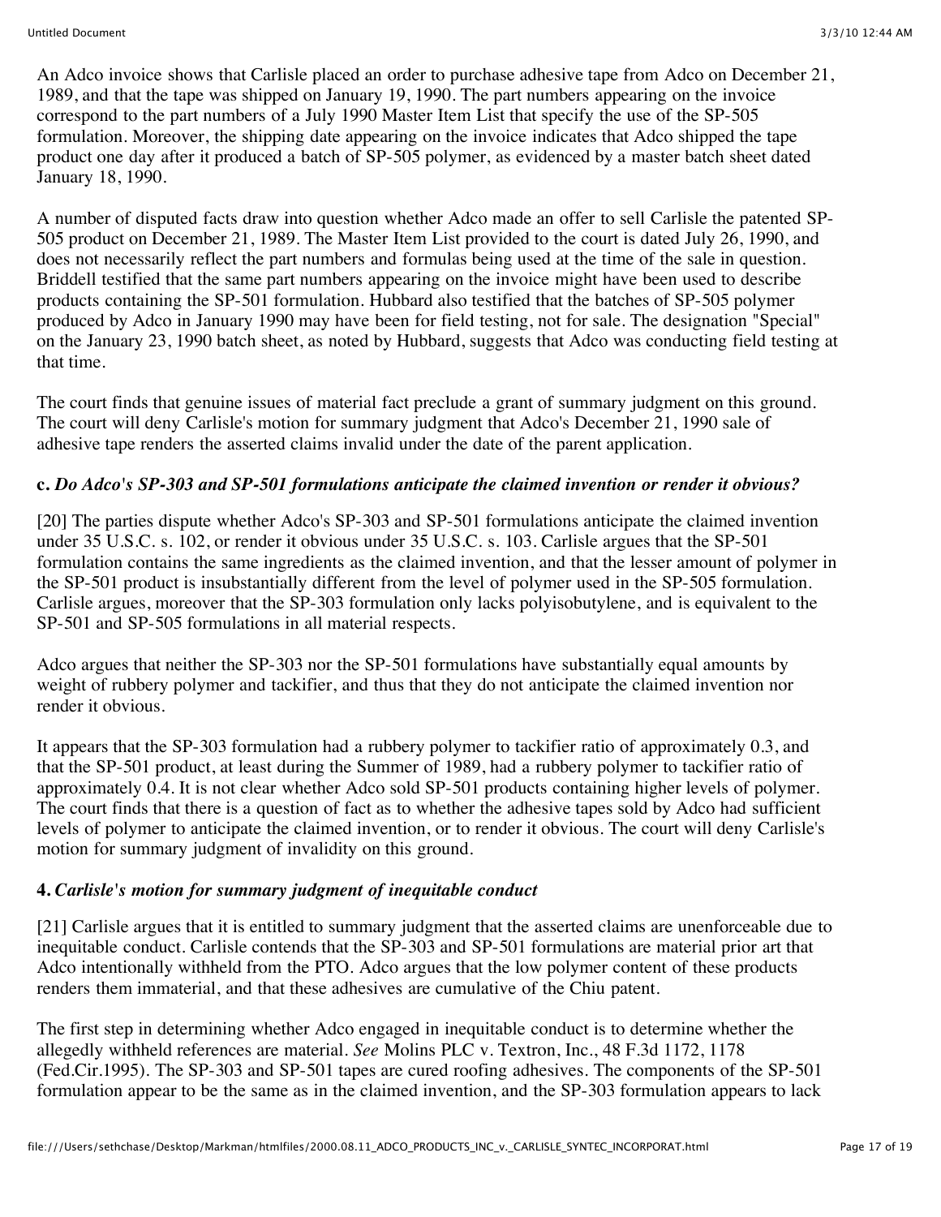An Adco invoice shows that Carlisle placed an order to purchase adhesive tape from Adco on December 21, 1989, and that the tape was shipped on January 19, 1990. The part numbers appearing on the invoice correspond to the part numbers of a July 1990 Master Item List that specify the use of the SP-505 formulation. Moreover, the shipping date appearing on the invoice indicates that Adco shipped the tape product one day after it produced a batch of SP-505 polymer, as evidenced by a master batch sheet dated January 18, 1990.

A number of disputed facts draw into question whether Adco made an offer to sell Carlisle the patented SP-505 product on December 21, 1989. The Master Item List provided to the court is dated July 26, 1990, and does not necessarily reflect the part numbers and formulas being used at the time of the sale in question. Briddell testified that the same part numbers appearing on the invoice might have been used to describe products containing the SP-501 formulation. Hubbard also testified that the batches of SP-505 polymer produced by Adco in January 1990 may have been for field testing, not for sale. The designation "Special" on the January 23, 1990 batch sheet, as noted by Hubbard, suggests that Adco was conducting field testing at that time.

The court finds that genuine issues of material fact preclude a grant of summary judgment on this ground. The court will deny Carlisle's motion for summary judgment that Adco's December 21, 1990 sale of adhesive tape renders the asserted claims invalid under the date of the parent application.

**c.** ***Do Adco's SP-303 and SP-501 formulations anticipate the claimed invention or render it obvious?***

[20] The parties dispute whether Adco's SP-303 and SP-501 formulations anticipate the claimed invention under 35 U.S.C. s. 102, or render it obvious under 35 U.S.C. s. 103. Carlisle argues that the SP-501 formulation contains the same ingredients as the claimed invention, and that the lesser amount of polymer in the SP-501 product is insubstantially different from the level of polymer used in the SP-505 formulation. Carlisle argues, moreover that the SP-303 formulation only lacks polyisobutylene, and is equivalent to the SP-501 and SP-505 formulations in all material respects.

Adco argues that neither the SP-303 nor the SP-501 formulations have substantially equal amounts by weight of rubbery polymer and tackifier, and thus that they do not anticipate the claimed invention nor render it obvious.

It appears that the SP-303 formulation had a rubbery polymer to tackifier ratio of approximately 0.3, and that the SP-501 product, at least during the Summer of 1989, had a rubbery polymer to tackifier ratio of approximately 0.4. It is not clear whether Adco sold SP-501 products containing higher levels of polymer. The court finds that there is a question of fact as to whether the adhesive tapes sold by Adco had sufficient levels of polymer to anticipate the claimed invention, or to render it obvious. The court will deny Carlisle's motion for summary judgment of invalidity on this ground.

**4.** ***Carlisle's motion for summary judgment of inequitable conduct***

[21] Carlisle argues that it is entitled to summary judgment that the asserted claims are unenforceable due to inequitable conduct. Carlisle contends that the SP-303 and SP-501 formulations are material prior art that Adco intentionally withheld from the PTO. Adco argues that the low polymer content of these products renders them immaterial, and that these adhesives are cumulative of the Chiu patent.

The first step in determining whether Adco engaged in inequitable conduct is to determine whether the allegedly withheld references are material. *See* Molins PLC v. Textron, Inc., 48 F.3d 1172, 1178 (Fed.Cir.1995). The SP-303 and SP-501 tapes are cured roofing adhesives. The components of the SP-501 formulation appear to be the same as in the claimed invention, and the SP-303 formulation appears to lack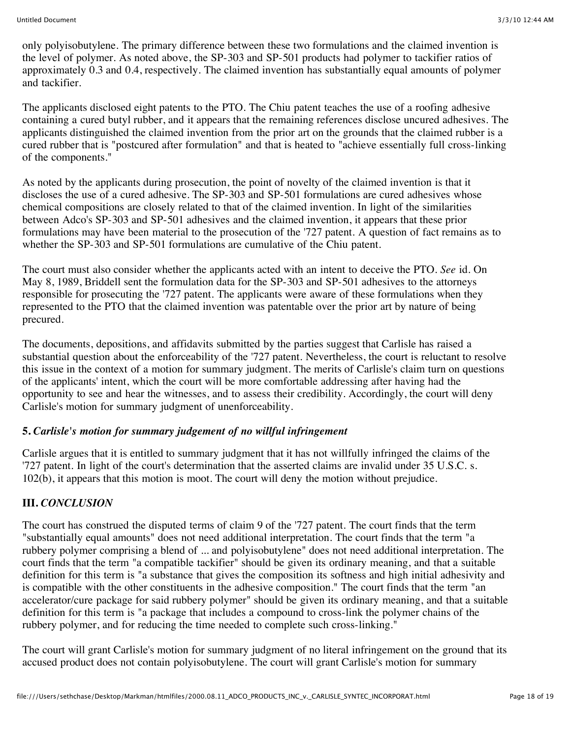only polyisobutylene. The primary difference between these two formulations and the claimed invention is the level of polymer. As noted above, the SP-303 and SP-501 products had polymer to tackifier ratios of approximately 0.3 and 0.4, respectively. The claimed invention has substantially equal amounts of polymer and tackifier.

The applicants disclosed eight patents to the PTO. The Chiu patent teaches the use of a roofing adhesive containing a cured butyl rubber, and it appears that the remaining references disclose uncured adhesives. The applicants distinguished the claimed invention from the prior art on the grounds that the claimed rubber is a cured rubber that is "postcured after formulation" and that is heated to "achieve essentially full cross-linking of the components."

As noted by the applicants during prosecution, the point of novelty of the claimed invention is that it discloses the use of a cured adhesive. The SP-303 and SP-501 formulations are cured adhesives whose chemical compositions are closely related to that of the claimed invention. In light of the similarities between Adco's SP-303 and SP-501 adhesives and the claimed invention, it appears that these prior formulations may have been material to the prosecution of the '727 patent. A question of fact remains as to whether the SP-303 and SP-501 formulations are cumulative of the Chiu patent.

The court must also consider whether the applicants acted with an intent to deceive the PTO. *See* id. On May 8, 1989, Briddell sent the formulation data for the SP-303 and SP-501 adhesives to the attorneys responsible for prosecuting the '727 patent. The applicants were aware of these formulations when they represented to the PTO that the claimed invention was patentable over the prior art by nature of being precured.

The documents, depositions, and affidavits submitted by the parties suggest that Carlisle has raised a substantial question about the enforceability of the '727 patent. Nevertheless, the court is reluctant to resolve this issue in the context of a motion for summary judgment. The merits of Carlisle's claim turn on questions of the applicants' intent, which the court will be more comfortable addressing after having had the opportunity to see and hear the witnesses, and to assess their credibility. Accordingly, the court will deny Carlisle's motion for summary judgment of unenforceability.

### 5. *Carlisle's motion for summary judgement of no willful infringement*

Carlisle argues that it is entitled to summary judgment that it has not willfully infringed the claims of the '727 patent. In light of the court's determination that the asserted claims are invalid under 35 U.S.C. s. 102(b), it appears that this motion is moot. The court will deny the motion without prejudice.

## III. *CONCLUSION*

The court has construed the disputed terms of claim 9 of the '727 patent. The court finds that the term "substantially equal amounts" does not need additional interpretation. The court finds that the term "a rubbery polymer comprising a blend of ... and polyisobutylene" does not need additional interpretation. The court finds that the term "a compatible tackifier" should be given its ordinary meaning, and that a suitable definition for this term is "a substance that gives the composition its softness and high initial adhesivity and is compatible with the other constituents in the adhesive composition." The court finds that the term "an accelerator/cure package for said rubbery polymer" should be given its ordinary meaning, and that a suitable definition for this term is "a package that includes a compound to cross-link the polymer chains of the rubbery polymer, and for reducing the time needed to complete such cross-linking."

The court will grant Carlisle's motion for summary judgment of no literal infringement on the ground that its accused product does not contain polyisobutylene. The court will grant Carlisle's motion for summary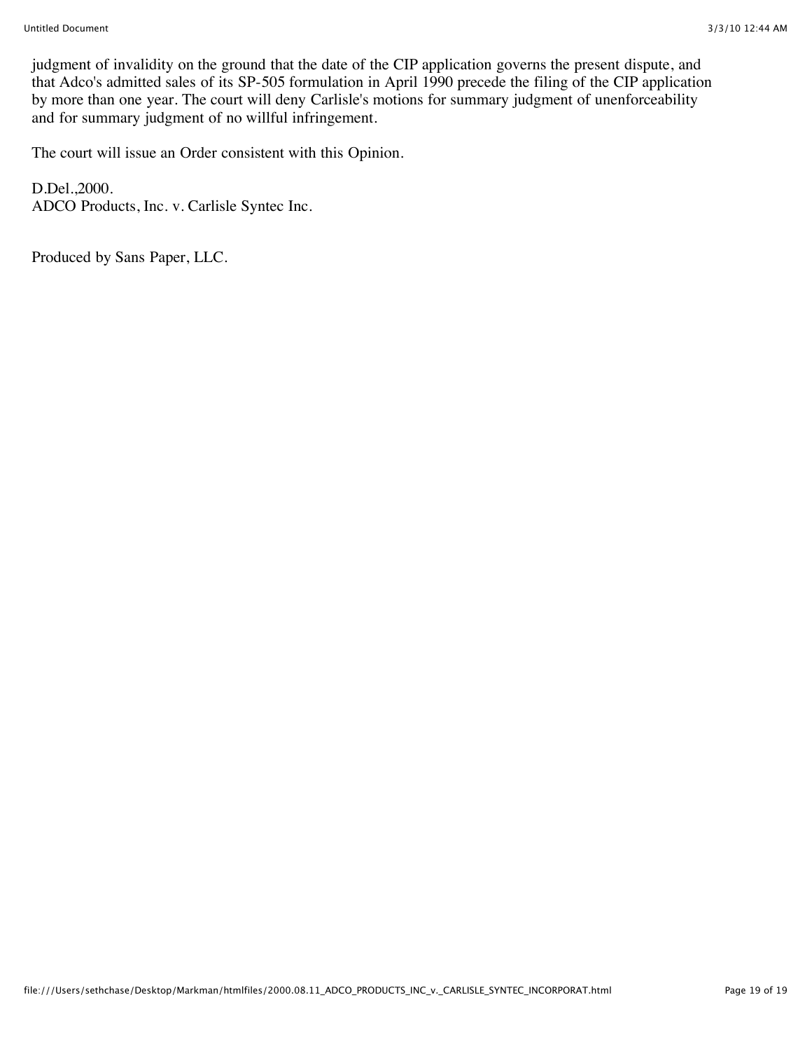judgment of invalidity on the ground that the date of the CIP application governs the present dispute, and that Adco's admitted sales of its SP-505 formulation in April 1990 precede the filing of the CIP application by more than one year. The court will deny Carlisle's motions for summary judgment of unenforceability and for summary judgment of no willful infringement.

The court will issue an Order consistent with this Opinion.

D.Del.,2000.
ADCO Products, Inc. v. Carlisle Syntec Inc.

Produced by Sans Paper, LLC.